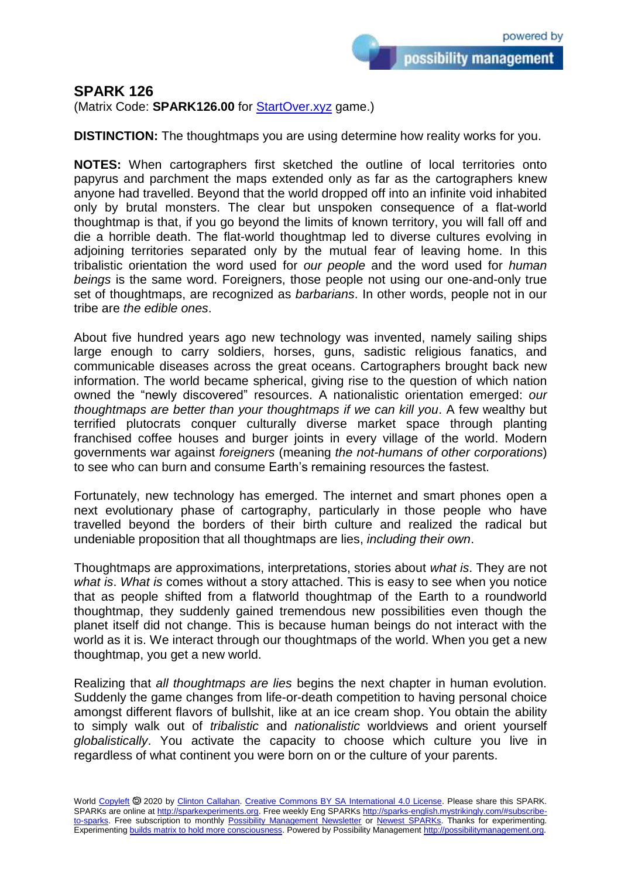# SPARK 126

(Matrix Code: **SPARK126.00** for StartOver.xyz game.)

**DISTINCTION:** The thoughtmaps you are using determine how reality works for you.

**NOTES:** When cartographers first sketched the outline of local territories onto papyrus and parchment the maps extended only as far as the cartographers knew anyone had travelled. Beyond that the world dropped off into an infinite void inhabited only by brutal monsters. The clear but unspoken consequence of a flat-world thoughtmap is that, if you go beyond the limits of known territory, you will fall off and die a horrible death. The flat-world thoughtmap led to diverse cultures evolving in adjoining territories separated only by the mutual fear of leaving home. In this tribalistic orientation the word used for *our people* and the word used for *human beings* is the same word. Foreigners, those people not using our one-and-only true set of thoughtmaps, are recognized as *barbarians*. In other words, people not in our tribe are *the edible ones*.

About five hundred years ago new technology was invented, namely sailing ships large enough to carry soldiers, horses, guns, sadistic religious fanatics, and communicable diseases across the great oceans. Cartographers brought back new information. The world became spherical, giving rise to the question of which nation owned the "newly discovered" resources. A nationalistic orientation emerged: *our thoughtmaps are better than your thoughtmaps if we can kill you*. A few wealthy but terrified plutocrats conquer culturally diverse market space through planting franchised coffee houses and burger joints in every village of the world. Modern governments war against *foreigners* (meaning *the not-humans of other corporations*) to see who can burn and consume Earth's remaining resources the fastest.

Fortunately, new technology has emerged. The internet and smart phones open a next evolutionary phase of cartography, particularly in those people who have travelled beyond the borders of their birth culture and realized the radical but undeniable proposition that all thoughtmaps are lies, *including their own*.

Thoughtmaps are approximations, interpretations, stories about *what is*. They are not *what is*. *What is* comes without a story attached. This is easy to see when you notice that as people shifted from a flatworld thoughtmap of the Earth to a roundworld thoughtmap, they suddenly gained tremendous new possibilities even though the planet itself did not change. This is because human beings do not interact with the world as it is. We interact through our thoughtmaps of the world. When you get a new thoughtmap, you get a new world.

Realizing that *all thoughtmaps are lies* begins the next chapter in human evolution. Suddenly the game changes from life-or-death competition to having personal choice amongst different flavors of bullshit, like at an ice cream shop. You obtain the ability to simply walk out of *tribalistic* and *nationalistic* worldviews and orient yourself *globalistically*. You activate the capacity to choose which culture you live in regardless of what continent you were born on or the culture of your parents.

World Copyleft 🄯 2020 by Clinton Callahan. Creative Commons BY SA International 4.0 License. Please share this SPARK. SPARKs are online at http://sparkexperiments.org. Free weekly Eng SPARKs http://sparks-english.mystrikingly.com/#subscribe-to-sparks. Free subscription to monthly Possibility Management Newsletter or Newest SPARKs. Thanks for experimenting. Experimenting builds matrix to hold more consciousness. Powered by Possibility Management http://possibilitymanagement.org.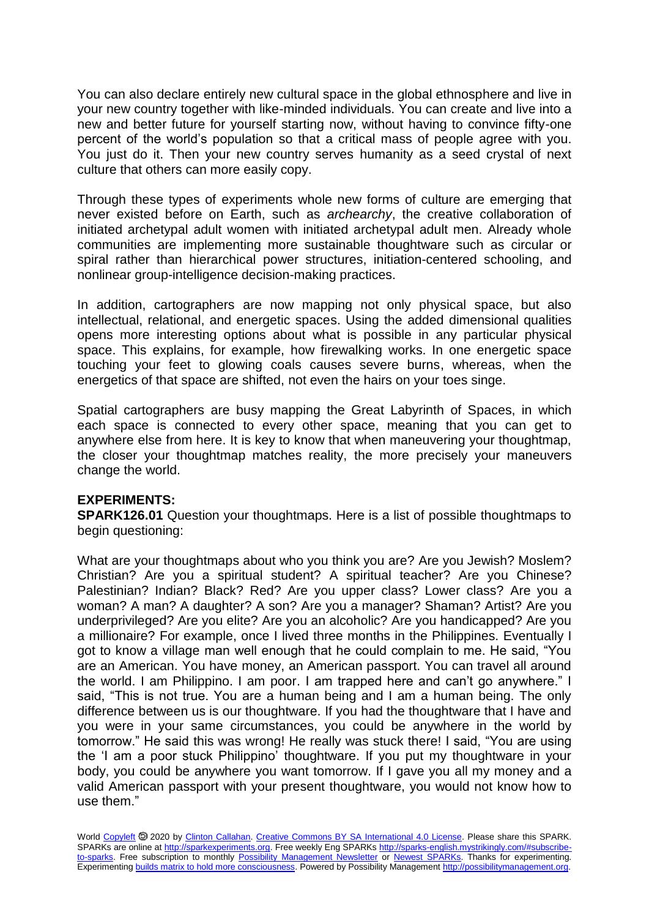You can also declare entirely new cultural space in the global ethnosphere and live in your new country together with like-minded individuals. You can create and live into a new and better future for yourself starting now, without having to convince fifty-one percent of the world's population so that a critical mass of people agree with you. You just do it. Then your new country serves humanity as a seed crystal of next culture that others can more easily copy.

Through these types of experiments whole new forms of culture are emerging that never existed before on Earth, such as *archearchy*, the creative collaboration of initiated archetypal adult women with initiated archetypal adult men. Already whole communities are implementing more sustainable thoughtware such as circular or spiral rather than hierarchical power structures, initiation-centered schooling, and nonlinear group-intelligence decision-making practices.

In addition, cartographers are now mapping not only physical space, but also intellectual, relational, and energetic spaces. Using the added dimensional qualities opens more interesting options about what is possible in any particular physical space. This explains, for example, how firewalking works. In one energetic space touching your feet to glowing coals causes severe burns, whereas, when the energetics of that space are shifted, not even the hairs on your toes singe.

Spatial cartographers are busy mapping the Great Labyrinth of Spaces, in which each space is connected to every other space, meaning that you can get to anywhere else from here. It is key to know that when maneuvering your thoughtmap, the closer your thoughtmap matches reality, the more precisely your maneuvers change the world.

**EXPERIMENTS:**

**SPARK126.01** Question your thoughtmaps. Here is a list of possible thoughtmaps to begin questioning:

What are your thoughtmaps about who you think you are? Are you Jewish? Moslem? Christian? Are you a spiritual student? A spiritual teacher? Are you Chinese? Palestinian? Indian? Black? Red? Are you upper class? Lower class? Are you a woman? A man? A daughter? A son? Are you a manager? Shaman? Artist? Are you underprivileged? Are you elite? Are you an alcoholic? Are you handicapped? Are you a millionaire? For example, once I lived three months in the Philippines. Eventually I got to know a village man well enough that he could complain to me. He said, "You are an American. You have money, an American passport. You can travel all around the world. I am Philippino. I am poor. I am trapped here and can't go anywhere." I said, "This is not true. You are a human being and I am a human being. The only difference between us is our thoughtware. If you had the thoughtware that I have and you were in your same circumstances, you could be anywhere in the world by tomorrow." He said this was wrong! He really was stuck there! I said, "You are using the 'I am a poor stuck Philippino' thoughtware. If you put my thoughtware in your body, you could be anywhere you want tomorrow. If I gave you all my money and a valid American passport with your present thoughtware, you would not know how to use them."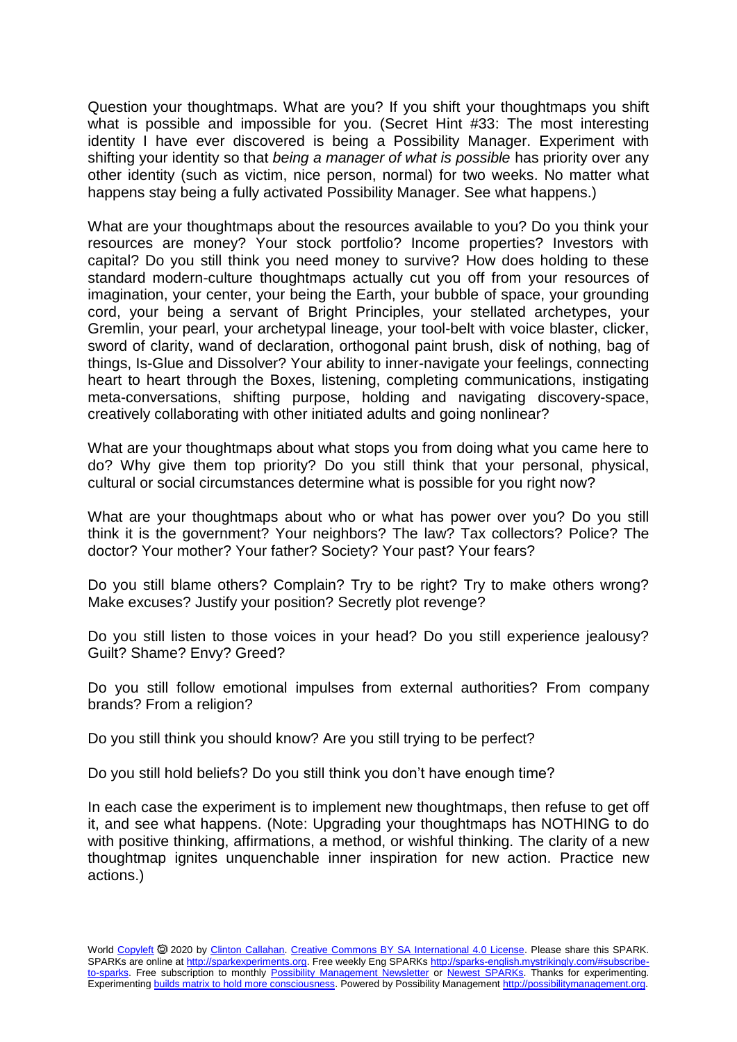Question your thoughtmaps. What are you? If you shift your thoughtmaps you shift what is possible and impossible for you. (Secret Hint #33: The most interesting identity I have ever discovered is being a Possibility Manager. Experiment with shifting your identity so that *being a manager of what is possible* has priority over any other identity (such as victim, nice person, normal) for two weeks. No matter what happens stay being a fully activated Possibility Manager. See what happens.)

What are your thoughtmaps about the resources available to you? Do you think your resources are money? Your stock portfolio? Income properties? Investors with capital? Do you still think you need money to survive? How does holding to these standard modern-culture thoughtmaps actually cut you off from your resources of imagination, your center, your being the Earth, your bubble of space, your grounding cord, your being a servant of Bright Principles, your stellated archetypes, your Gremlin, your pearl, your archetypal lineage, your tool-belt with voice blaster, clicker, sword of clarity, wand of declaration, orthogonal paint brush, disk of nothing, bag of things, Is-Glue and Dissolver? Your ability to inner-navigate your feelings, connecting heart to heart through the Boxes, listening, completing communications, instigating meta-conversations, shifting purpose, holding and navigating discovery-space, creatively collaborating with other initiated adults and going nonlinear?

What are your thoughtmaps about what stops you from doing what you came here to do? Why give them top priority? Do you still think that your personal, physical, cultural or social circumstances determine what is possible for you right now?

What are your thoughtmaps about who or what has power over you? Do you still think it is the government? Your neighbors? The law? Tax collectors? Police? The doctor? Your mother? Your father? Society? Your past? Your fears?

Do you still blame others? Complain? Try to be right? Try to make others wrong? Make excuses? Justify your position? Secretly plot revenge?

Do you still listen to those voices in your head? Do you still experience jealousy? Guilt? Shame? Envy? Greed?

Do you still follow emotional impulses from external authorities? From company brands? From a religion?

Do you still think you should know? Are you still trying to be perfect?

Do you still hold beliefs? Do you still think you don't have enough time?

In each case the experiment is to implement new thoughtmaps, then refuse to get off it, and see what happens. (Note: Upgrading your thoughtmaps has NOTHING to do with positive thinking, affirmations, a method, or wishful thinking. The clarity of a new thoughtmap ignites unquenchable inner inspiration for new action. Practice new actions.)

World Copyleft 🄯 2020 by Clinton Callahan. Creative Commons BY SA International 4.0 License. Please share this SPARK. SPARKs are online at http://sparkexperiments.org. Free weekly Eng SPARKs http://sparks-english.mystrikingly.com/#subscribe-to-sparks. Free subscription to monthly Possibility Management Newsletter or Newest SPARKs. Thanks for experimenting. Experimenting builds matrix to hold more consciousness. Powered by Possibility Management http://possibilitymanagement.org.